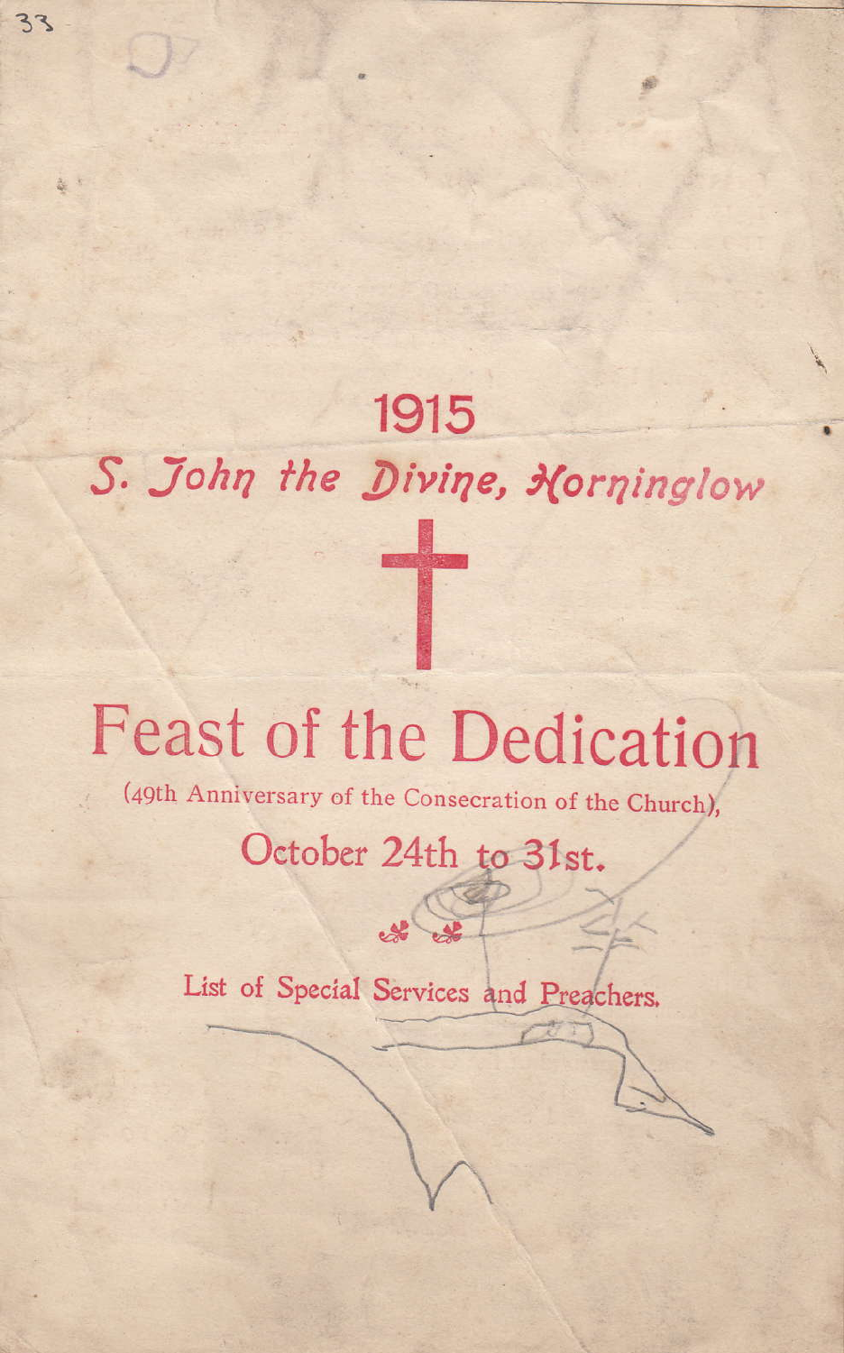# 1915

## S. John the Divine, Horninglow

✝

# Feast of the Dedication

(49th Anniversary of the Consecration of the Church),

## October 24th to 31st.

List of Special Services and Preachers.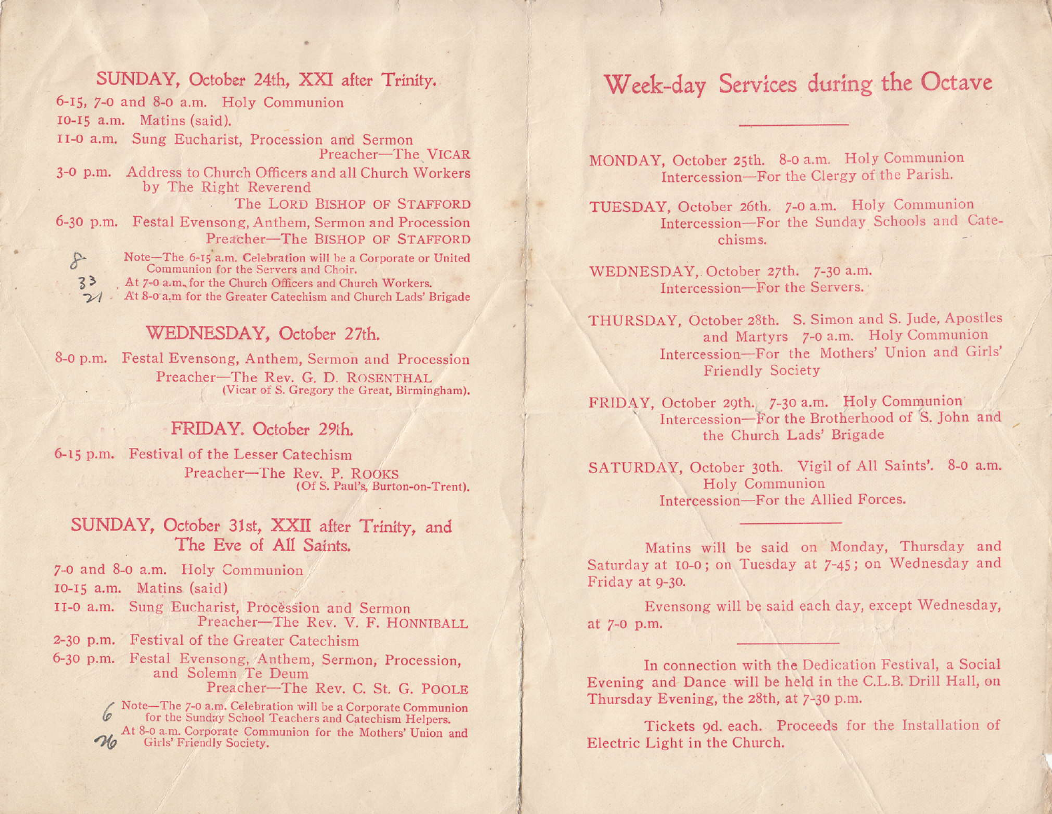## SUNDAY, October 24th, XXI after Trinity.

6-15, 7-0 and 8-0 a.m. Holy Communion

10-15 a.m. Matins (said).

11-0 a.m. Sung Eucharist, Procession and Sermon
Preacher—The VICAR

3-0 p.m. Address to Church Officers and all Church Workers by The Right Reverend
The LORD BISHOP OF STAFFORD

6-30 p.m. Festal Evensong, Anthem, Sermon and Procession
Preacher—The BISHOP OF STAFFORD

8 Note—The 6-15 a.m. Celebration will be a Corporate or United Communion for the Servers and Choir.
33 At 7-0 a.m. for the Church Officers and Church Workers.
21 At 8-0 a.m for the Greater Catechism and Church Lads' Brigade

## WEDNESDAY, October 27th.

8-0 p.m. Festal Evensong, Anthem, Sermon and Procession
Preacher—The Rev. G. D. ROSENTHAL
(Vicar of S. Gregory the Great, Birmingham).

## FRIDAY. October 29th.

6-15 p.m. Festival of the Lesser Catechism
Preacher—The Rev. P. ROOKS
(Of S. Paul's, Burton-on-Trent).

## SUNDAY, October 31st, XXII after Trinity, and The Eve of All Saints.

7-0 and 8-0 a.m. Holy Communion

10-15 a.m. Matins (said)

11-0 a.m. Sung Eucharist, Procession and Sermon
Preacher—The Rev. V. F. HONNIBALL

2-30 p.m. Festival of the Greater Catechism

6-30 p.m. Festal Evensong, Anthem, Sermon, Procession, and Solemn Te Deum
Preacher—The Rev. C. St. G. POOLE

6 Note—The 7-0 a.m. Celebration will be a Corporate Communion for the Sunday School Teachers and Catechism Helpers.
26 At 8-0 a.m. Corporate Communion for the Mothers' Union and Girls' Friendly Society.

# Week-day Services during the Octave

MONDAY, October 25th. 8-0 a.m. Holy Communion
Intercession—For the Clergy of the Parish.

TUESDAY, October 26th. 7-0 a.m. Holy Communion
Intercession—For the Sunday Schools and Catechisms.

WEDNESDAY, October 27th. 7-30 a.m.
Intercession—For the Servers.

THURSDAY, October 28th. S. Simon and S. Jude, Apostles and Martyrs 7-0 a.m. Holy Communion
Intercession—For the Mothers' Union and Girls' Friendly Society

FRIDAY, October 29th. 7-30 a.m. Holy Communion
Intercession—For the Brotherhood of S. John and the Church Lads' Brigade

SATURDAY, October 30th. Vigil of All Saints'. 8-0 a.m. Holy Communion
Intercession—For the Allied Forces.

---

Matins will be said on Monday, Thursday and Saturday at 10-0; on Tuesday at 7-45; on Wednesday and Friday at 9-30.

Evensong will be said each day, except Wednesday, at 7-0 p.m.

---

In connection with the Dedication Festival, a Social Evening and Dance will be held in the C.L.B. Drill Hall, on Thursday Evening, the 28th, at 7-30 p.m.

Tickets 9d. each. Proceeds for the Installation of Electric Light in the Church.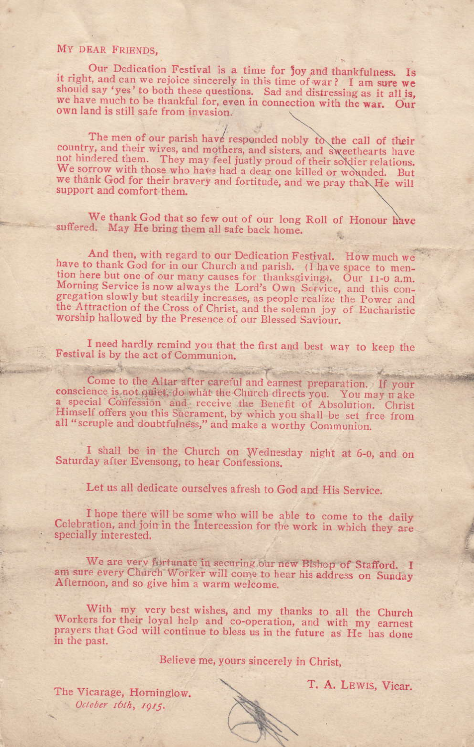MY DEAR FRIENDS,

Our Dedication Festival is a time for joy and thankfulness. Is it right, and can we rejoice sincerely in this time of war? I am sure we should say 'yes' to both these questions. Sad and distressing as it all is, we have much to be thankful for, even in connection with the war. Our own land is still safe from invasion.

The men of our parish have responded nobly to the call of their country, and their wives, and mothers, and sisters, and sweethearts have not hindered them. They may feel justly proud of their soldier relations. We sorrow with those who have had a dear one killed or wounded. But we thank God for their bravery and fortitude, and we pray that He will support and comfort them.

We thank God that so few out of our long Roll of Honour have suffered. May He bring them all safe back home.

And then, with regard to our Dedication Festival. How much we have to thank God for in our Church and parish. (I have space to mention here but one of our many causes for thanksgiving). Our 11-0 a.m. Morning Service is now always the Lord's Own Service, and this congregation slowly but steadily increases, as people realize the Power and the Attraction of the Cross of Christ, and the solemn joy of Eucharistic worship hallowed by the Presence of our Blessed Saviour.

I need hardly remind you that the first and best way to keep the Festival is by the act of Communion.

Come to the Altar after careful and earnest preparation. If your conscience is not quiet, do what the Church directs you. You may make a special Confession and receive the Benefit of Absolution. Christ Himself offers you this Sacrament, by which you shall be set free from all "scruple and doubtfulness," and make a worthy Communion.

I shall be in the Church on Wednesday night at 6-0, and on Saturday after Evensong, to hear Confessions.

Let us all dedicate ourselves afresh to God and His Service.

I hope there will be some who will be able to come to the daily Celebration, and join in the Intercession for the work in which they are specially interested.

We are very fortunate in securing our new Bishop of Stafford. I am sure every Church Worker will come to hear his address on Sunday Afternoon, and so give him a warm welcome.

With my very best wishes, and my thanks to all the Church Workers for their loyal help and co-operation, and with my earnest prayers that God will continue to bless us in the future as He has done in the past.

Believe me, yours sincerely in Christ,

T. A. LEWIS, Vicar.

The Vicarage, Horninglow.
*October 16th, 1915.*